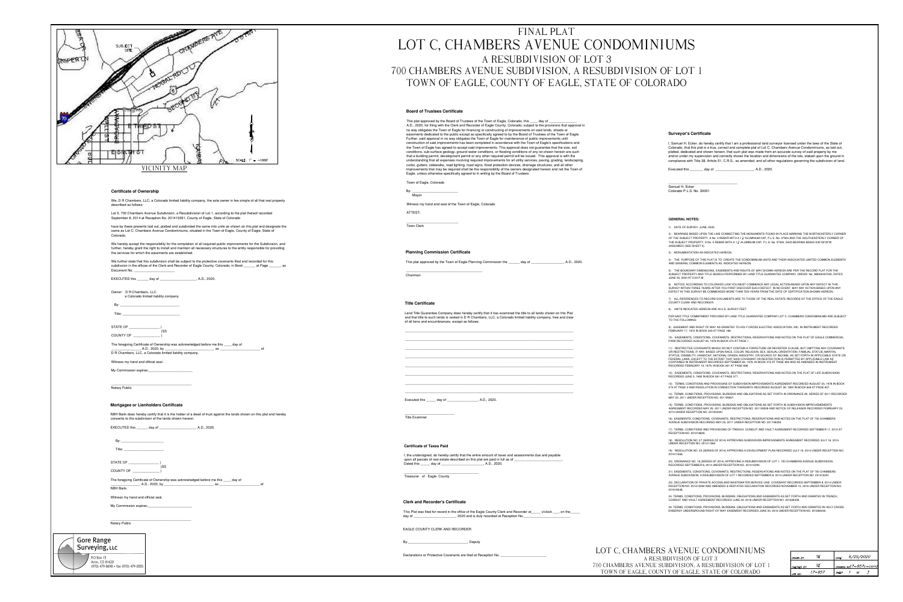# FINAL PLAT
# LOT C, CHAMBERS AVENUE CONDOMINIUMS
## A RESUBDIVISION OF LOT 3
## 700 CHAMBERS AVENUE SUBDIVISION, A RESUBDIVISION OF LOT 1
## TOWN OF EAGLE, COUNTY OF EAGLE, STATE OF COLORADO

VICINITY MAP

SUBJECT SITE

SCALE: 1" = ~1000'

### Certificate of Ownership

We, D R Chambers, LLC, a Colorado limited liability company, the sole owner in fee simple of all that real property described as follows:

Lot 3, 700 Chambers Avenue Subdivision, a Resubdivision of Lot 1, according to the plat thereof recorded September 8, 2014 at Reception No. 201415291, County of Eagle, State of Colorado

have by these presents laid out, platted and subdivided the same into units as shown on this plat and designate the same as Lot C, Chambers Avenue Condominiums, situated in the Town of Eagle, County of Eagle, State of Colorado.

We hereby accept the responsibility for the completion of all required public improvements for the Subdivision, and further, hereby grant the right to install and maintain all necessary structures to the entity responsible for providing the services for which the easements are established.

We further state that this subdivision shall be subject to the protective covenants filed and recorded for this subdivision in the offices of the Clerk and Recorder of Eagle County, Colorado, in Book ______ at Page ______, as Document No.______________________.

EXECUTED this ______ day of ____________________, A.D., 2020.

Owner: D R Chambers, LLC
a Colorado limited liability company

By: ______________________________

Title: ______________________________

STATE OF ______________ )
)SS
COUNTY OF ______________ )

The foregoing Certificate of Ownership was acknowledged before me this ____ day of ______________, A.D., 2020, by __________________________ as ____________________ of D R Chambers, LLC, a Colorado limited liability company.

Witness my hand and official seal.

My Commission expires:______________________

______________________________
Notary Public

### Mortgagee or Lienholders Certificate

NBH Bank does hereby certify that it is the holder of a deed of trust against the lands shown on this plat and hereby consents to the subdivision of the lands shown hereon.

EXECUTED this ______ day of ____________________, A.D., 2020.

By: ______________________

Title: ______________________

STATE OF ______________ )
)SS
COUNTY OF ______________ )

The foregoing Certificate of Ownership was acknowledged before me this ____ day of ______________, A.D., 2020, by __________________________ as ____________________ of NBH Bank.

Witness my hand and official seal.

My Commission expires:______________________

______________________________
Notary Public

Gore Range Surveying, LLC
P.O. Box 15
Avon, CO 81620
(970) 479-8698 • fax (970) 479-0055

### Board of Trustees Certificate

This plat approved by the Board of Trustees of the Town of Eagle, Colorado, this ____ day of ______________, A.D., 2020, for filing with the Clerk and Recorder of Eagle County, Colorado; subject to the provisions that approval in no way obligates the Town of Eagle for financing or constructing of improvements on said lands, streets or easements dedicated to the public except as specifically agreed to by the Board of Trustees of the Town of Eagle. Further, said approval in no way obligates the Town of Eagle for maintenance of public improvements until construction of said improvements has been completed in accordance with the Town of Eagle's specifications and the Town of Eagle has agreed to accept said improvements. This approval does not guarantee that the size, soil conditions, sub-surface geology, ground water conditions, or flooding conditions of any lot shown hereon are such that a building permit, development permit or any other required permit will be issued. This approval is with the understanding that all expenses involving required improvements for all utility services, paving, grading, landscaping, curbs, gutters, street lighting, road signs, flood protection devices, drainage structures, and all other improvements that may be required shall be the responsibility of the owners designated hereon and not the Town of Eagle, unless otherwise specifically agreed to in writing by the Board of Trustees.

Town of Eagle, Colorado

By: ______________________
Mayor

Witness my hand and seal of the Town of Eagle, Colorado

ATTEST:

______________________
Town Clerk

### Planning Commission Certificate

This plat approved by the Town of Eagle Planning Commission the ______ day of ________________, A.D., 2020.

______________________________
Chairman

### Title Certificate

Land Title Guarantee Company does hereby certify that it has examined the title to all lands shown on this Plat and that title to such lands is vested in D R Chambers, LLC, a Colorado limited liability company, free and clear of all liens and encumbrances, except as follows:

Executed this _____ day of ________________, A.D., 2020.

______________________
Title Examiner

### Certificate of Taxes Paid

I, the undersigned, do hereby certify that the entire amount of taxes and assessments due and payable upon all parcels of real estate described on this plat are paid in full as of ______________________.
Dated this _____ day of ______________________, A.D., 2020.

______________________________
Treasurer of Eagle County

### Clerk and Recorder's Certificate

This Plat was filed for record in the office of the Eagle County Clerk and Recorder at_____ o'clock ___ on the_____ day of ______________________, 2020 and is duly recorded at Reception No.______________________.

EAGLE COUNTY CLERK AND RECORDER

By:______________________________, Deputy

Declarations or Protective Covenants are filed at Reception No. ______________________

### Surveyor's Certificate

I, Samuel H. Ecker, do hereby certify that I am a professional land surveyor licensed under the laws of the State of Colorado, that this plat is a true, correct and complete plat of Lot C, Chambers Avenue Condominiums, as laid out, platted, dedicated and shown hereon, that such plat was made from an accurate survey of said property by me and/or under my supervision and correctly shows the location and dimensions of the lots, staked upon the ground in compliance with Title 38, Article 51, C.R.S., as amended, and all other regulations governing the subdivision of land.

Executed this _______ day of ____________________, A.D., 2020.

______________________________
Samuel H. Ecker
Colorado P.L.S. No. 30091

### GENERAL NOTES:

1) DATE OF SURVEY: JUNE, 2020.

2) BEARINGS BASED UPON THE LINE CONNECTING THE MONUMENTS FOUND IN PLACE MARKING THE NORTHEASTERLY CORNER OF THE SUBJECT PROPERTY, A No. 5 REBAR WITH A 1½" ALUMINUM CAP, P.L.S. No. 37604 AND THE SOUTHEASTERLY CORNER OF THE SUBJECT PROPERTY, A No. 5 REBAR WITH A 1½" ALUMINUM CAP, P.L.S. No. 37604, SAID BEARING BEING S30°53'29"W (ASSUMED) (SEE SHEET 2).

3) MONUMENTATION AS INDICATED HEREON.

4) THE PURPOSE OF THIS PLAT IS TO CREATE THE CONDOMINIUM UNITS AND THEIR ASSOCIATED LIMITED COMMON ELEMENTS AND GENERAL COMMON ELEMENTS AS INDICATED HEREON.

5) THE BOUNDARY DIMENSIONS, EASEMENTS AND RIGHTS OF WAY SHOWN HEREON ARE PER THE RECORD PLAT FOR THE SUBJECT PROPERTY AND TITLE SEARCH PERFORMED BY LAND TITLE GUARANTEE COMPANY, ORDER No. AB64003729, DATED JUNE 25, 2020 AT 5:00 P.M.

6) NOTICE: ACCORDING TO COLORADO LAW YOU MUST COMMENCE ANY LEGAL ACTION BASED UPON ANY DEFECT IN THIS SURVEY WITHIN THREE YEARS AFTER YOU FIRST DISCOVER SUCH DEFECT. IN NO EVENT, MAY ANY ACTION BASED UPON ANY DEFECT IN THIS SURVEY BE COMMENCED MORE THAN TEN YEARS FROM THE DATE OF CERTIFICATION SHOWN HEREON.

7) ALL REFERENCES TO RECORD DOCUMENTS ARE TO THOSE OF THE REAL ESTATE RECORDS OF THE OFFICE OF THE EAGLE COUNTY CLERK AND RECORDER.

8) UNITS INDICATED HEREON ARE IN U.S. SURVEY FEET.

PER SAID TITLE COMMITMENT PROVIDED BY LAND TITLE GUARANTEE COMPANY LOT C, CHAMBERS CONDOMINIUMS ARE SUBJECT TO THE FOLLOWING:

9) EASEMENT AND RIGHT OF WAY AS GRANTED TO HOLY CROSS ELECTRIC ASSOCIATION, INC. IN INSTRUMENT RECORDED FEBRUARY 17, 1972 IN BOOK 223 AT PAGE 186.

10) EASEMENTS, CONDITIONS, COVENANTS, RESTRICTIONS, RESERVATIONS AND NOTES ON THE PLAT OF EAGLE COMMERCIAL PARK RECORDED AUGUST 25, 1978 IN BOOK 274 AT PAGE 1.

11) RESTRICTIVE COVENANTS WHICH DO NOT CONTAIN A FORFEITURE OR REVERTER CLAUSE, BUT OMITTING ANY COVENANTS OR RESTRICTIONS, IF ANY, BASED UPON RACE, COLOR, RELIGION, SEX, SEXUAL ORIENTATION, FAMILIAL STATUS, MARITAL STATUS, DISABILITY, HANDICAP, NATIONAL ORIGIN, ANCESTRY, OR SOURCE OF INCOME, AS SET FORTH IN APPLICABLE STATE OR FEDERAL LAWS, EXCEPT TO THE EXTENT THAT SAID COVENANT OR RESTRICTION IS PERMITTED BY APPLICABLE LAW AS CONTAINED IN INSTRUMENT RECORDED SEPTEMBER 26, 1978, IN BOOK 275 AT PAGE 409 AND AS AMENDED IN INSTRUMENT RECORDED FEBRUARY 13, 1979, IN BOOK 281 AT PAGE 898.

12) EASEMENTS, CONDITIONS, COVENANTS, RESTRICTIONS, RESERVATIONS AND NOTES ON THE PLAT OF LIFE SUBDIVISION RECORDED JUNE 3, 1992 IN BOOK 581 AT PAGE 277.

13) TERMS, CONDITIONS AND PROVISIONS OF SUBDIVISION IMPROVEMENTS AGREEMENT RECORDED AUGUST 25, 1978 IN BOOK 274 AT PAGE 3 AND RESOLUTION IN CONNECTION THEREWITH RECORDED AUGUST 26, 1994 IN BOOK 648 AT PAGE 607.

14) TERMS, CONDITIONS, PROVISIONS, BURDENS AND OBLIGATIONS AS SET FORTH IN ORDINANCE #2, SERIES OF 2011 RECORDED MAY 25, 2011 UNDER RECEPTION NO. 201109907.

15) TERMS, CONDITIONS, PROVISIONS, BURDENS AND OBLIGATIONS AS SET FORTH IN SUBDIVISION IMPROVEMENTS AGREEMENT RECORDED MAY 25, 2011 UNDER RECEPTION NO. 201109908 AND NOTICE OF RELEASE RECORDED FEBRUARY 22, 2013 UNDER RECEPTION NO. 201303465.

16) EASEMENTS, CONDITIONS, COVENANTS, RESTRICTIONS, RESERVATIONS AND NOTES ON THE PLAT OF 700 CHAMBERS AVENUE SUBDIVISION RECORDED MAY 25, 2011 UNDER RECEPTION NO. 201109906.

17) TERMS, CONDITIONS AND PROVISIONS OF TRENCH, CONDUIT AND VAULT AGREEMENT RECORDED SEPTEMBER 17, 2012 AT RECEPTION NO. 201218605.

18) RESOLUTION NO. 27 (SERIES OF 2014) APPROVING SUBDIVISION IMPROVEMENTS AGREEMENT RECORDED JULY 16, 2014 UNDER RECEPTION NO. 201411565.

19) RESOLUTION NO. 28 (SERIES OF 2014) APPROVING A DEVELOPMENT PLAN RECORDED JULY 16, 2014 UNDER RECEPTION NO. 201411566.

20) ORDINANCE NO. 18 (SERIES OF 2014) APPROVING A RESUBDIVISION OF LOT 1, 700 CHAMBERS AVENUE SUBDIVISION, RECORDED SEPTEMBER 8, 2014 UNDER RECEPTION NO. 201415290.

21) EASEMENTS, CONDITIONS, COVENANTS, RESTRICTIONS, RESERVATIONS AND NOTES ON THE PLAT OF 700 CHAMBERS AVENUE SUBDIVISION, A RESUBDIVISION OF LOT 1 RECORDED SEPTEMBER 8, 2014 UNDER RECEPTION NO. 201415291.

22) DECLARATION OF PRIVATE ACCESS AND WASTEWATER SERVICE LINE COVENANT RECORDED SEPTEMBER 8, 2014 UNDER RECEPTION NO. 201415294 AND AMENDED & RESTATED DECLARATION RECORDED NOVEMBER 15, 2016 UNDER RECEPTION NO. 201619946.

24. TERMS, CONDITIONS, PROVISIONS, BURDENS, OBLIGATIONS AND EASEMENTS AS SET FORTH AND GRANTED IN TRENCH, CONDUIT AND VAULT AGREEMENT RECORDED JUNE 03, 2016 UNDER RECEPTION NO. 201608439.

25. TERMS, CONDITIONS, PROVISIONS, BURDENS, OBLIGATIONS AND EASEMENTS AS SET FORTH AND GRANTED IN HOLY CROSS ENERGY UNDERGROUND RIGHT-OF-WAY EASEMENT RECORDED JUNE 03, 2016 UNDER RECEPTION NO. 201608440.

LOT C, CHAMBERS AVENUE CONDOMINIUMS
A RESUBDIVISION OF LOT 3
700 CHAMBERS AVENUE SUBDIVISION, A RESUBDIVISION OF LOT 1
TOWN OF EAGLE, COUNTY OF EAGLE, STATE OF COLORADO

| | | | |
|---|---|---|---|
| DRAWN BY: | SE | DATE: | 6/25/2020 |
| CHECKED BY: | SE | DRAWING NO.: | 17-957C-cond |
| JOB NO.: | 17-957 | SHEET | 1 OF 3 |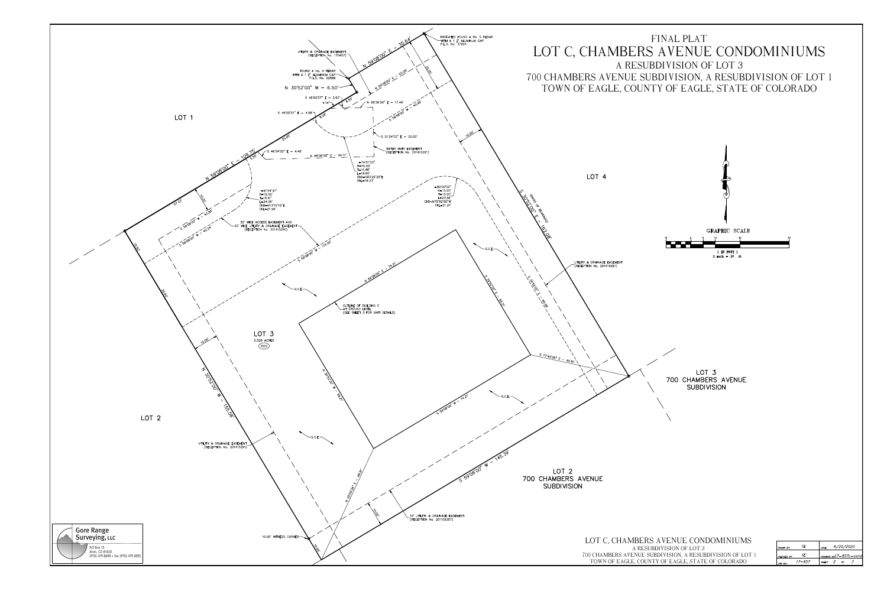# FINAL PLAT
# LOT C, CHAMBERS AVENUE CONDOMINIUMS

A RESUBDIVISION OF LOT 3
700 CHAMBERS AVENUE SUBDIVISION, A RESUBDIVISION OF LOT 1
TOWN OF EAGLE, COUNTY OF EAGLE, STATE OF COLORADO

INDICATES FOUND A No. 5 REBAR WITH A 1 1/2" ALUMINUM CAP P.L.S. No. 37924

UTILITY & DRAINAGE EASEMENT (RECEPTION No. 170407)

FOUND A No. 5 REBAR WITH A 1 1/2" ALUMINUM CAP P.L.S. No. 22580

N 30°52'00" W – 6.50'

N 59°08'00" E – 35.64'

N 59°08'00" E – 43.29'

S 48°00'57" E – 3.62'

4.14'

6.50'

N 88°36'00" E – 17.46'

S 59°08'00" W – 40.89'

S 48°00'57" E – 4.58'

6.50'

S 01°24'00" E – 20.00'

WATER MAIN EASEMENT (RECEPTION No. 201415291)

S 46°24'00" E – 4.46'

N 88°36'00" E – 44.11'

Δ=74°51'03"
R=15.00'
T=11.48'
L=19.60'
CHB=S83°28'28"E
CHL=18.23'

LOT 1

N 59°08'00" E – 109.75'

25.95'

Δ=91°54'37"
R=15.00'
T=15.51'
L=24.06'
CHB=N13°10'42"E
CHL=21.56'

Δ=90°00'00"
R=15.00'
T=15.00'
L=23.56'
CHB=N75°52'00"W
CHL=21.21'

S 59°08'00" W – 40.89'

S 59°08'00" W – 42.24'

30' WIDE ACCESS EASEMENT AND 30' WIDE UTILITY & DRAINAGE EASEMENT (RECEPTION No. 201415291)

S 59°08'00" W – 115.40'

30.00'

10.00'

LOT 4

S 30°52'00" E – 162.08' (BASIS OF BEARINGS)

24.00'

N 59°08'00" E – 74.21'

S 30°52'00" E – 59.21'

G.C.E.

OUTLINE OF BUILDING C AT GROUND LEVEL (SEE SHEET 3 FOR UNIT DETAILS)

S 30°52'00" E – 135.18'

UTILITY & DRAINAGE EASEMENT (RECEPTION No. 201415291)

LOT 3
0.525 ACRES
(700C)

N 30°52'00" W – 59.21'

S 77°45'08" E – 40.81'

LOT 3
700 CHAMBERS AVENUE SUBDIVISION

N 30°52'00" W – 155.58'

S 59°08'00" W – 74.21'

LOT 2

UTILITY & DRAINAGE EASEMENT (RECEPTION No. 201415291)

S 59°08'00" W – 145.39'

LOT 2
700 CHAMBERS AVENUE SUBDIVISION

N 26°09'26" E – 49.91'

10.00'

10' UTILITY & DRAINAGE EASEMENT (RECEPTION No. 201109307)

10.00' WITNESS CORNER

10.00'

GRAPHIC SCALE
( IN FEET )
1 inch = 10 ft.

Gore Range Surveying, LLC
P.O Box 15
Avon, CO 81620
(970) 479-8698 • fax (970) 479-0055

LOT C, CHAMBERS AVENUE CONDOMINIUMS
A RESUBDIVISION OF LOT 3
700 CHAMBERS AVENUE SUBDIVISION, A RESUBDIVISION OF LOT 1
TOWN OF EAGLE, COUNTY OF EAGLE, STATE OF COLORADO

| DRAWN BY: SE | DATE: 6/25/2020 |
|---|---|
| CHECKED BY: SE | DRAWING NO.: 17-957c-cond |
| JOB NO.: 17-957 | SHEET 2 OF 3 |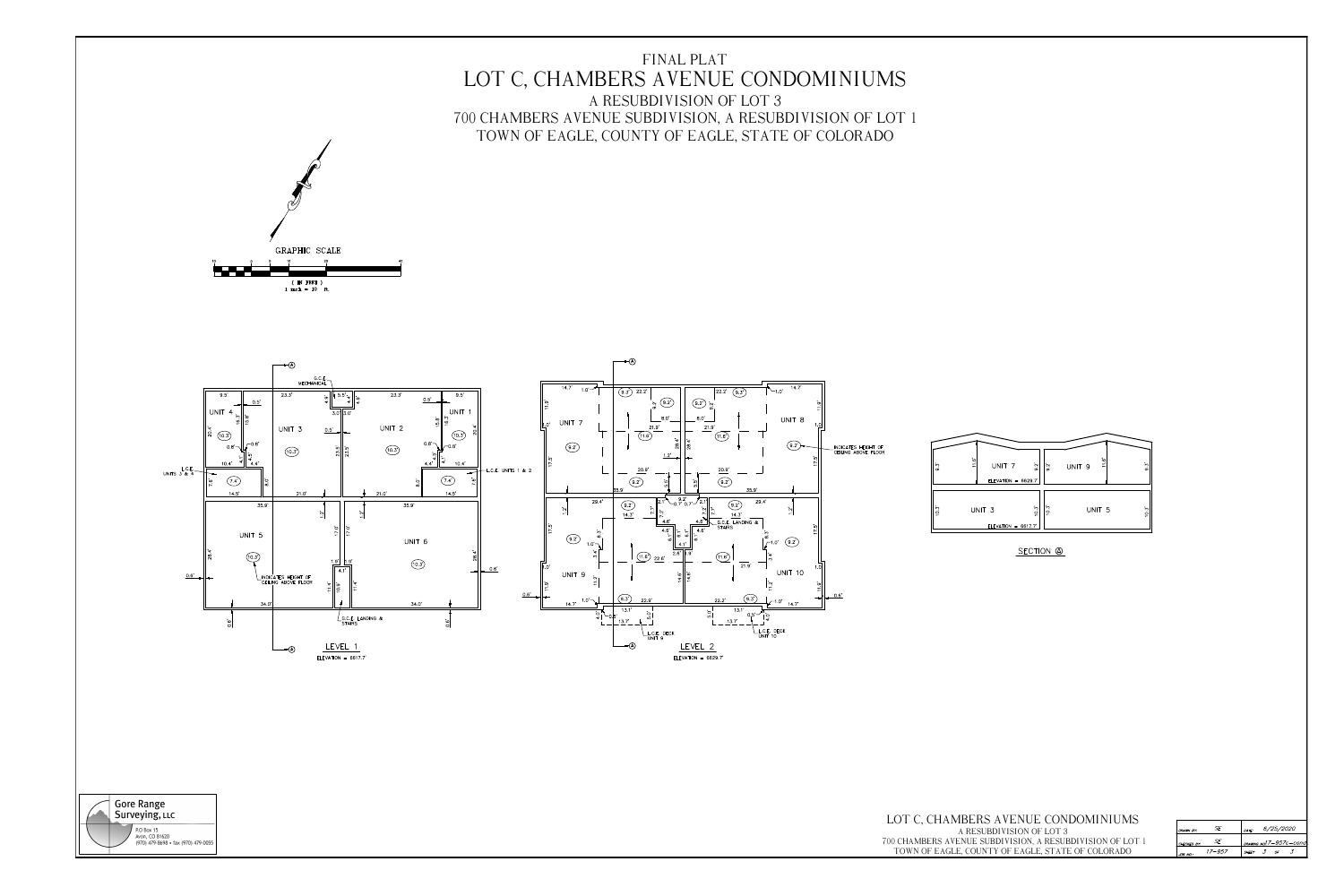# FINAL PLAT

# LOT C, CHAMBERS AVENUE CONDOMINIUMS

## A RESUBDIVISION OF LOT 3
## 700 CHAMBERS AVENUE SUBDIVISION, A RESUBDIVISION OF LOT 1
## TOWN OF EAGLE, COUNTY OF EAGLE, STATE OF COLORADO

GRAPHIC SCALE

( IN FEET )
1 inch = 10 ft.

LEVEL 1
ELEVATION = 6617.7'

UNIT 1
UNIT 2
UNIT 3
UNIT 4
UNIT 5
UNIT 6

G.C.E. MECHANICAL

L.C.E. UNITS 3 & 4

L.C.E. UNITS 1 & 2

G.C.E. LANDING & STAIRS

INDICATES HEIGHT OF CEILING ABOVE FLOOR

LEVEL 2
ELEVATION = 6629.7'

UNIT 7
UNIT 8
UNIT 9
UNIT 10

G.C.E. LANDING & STAIRS

L.C.E. DECK UNIT 9

L.C.E. DECK UNIT 10

INDICATES HEIGHT OF CEILING ABOVE FLOOR

SECTION A

UNIT 7 — ELEVATION = 6629.7'
UNIT 9
UNIT 3 — ELEVATION = 6617.7'
UNIT 5

Gore Range Surveying, LLC
P.O Box 15
Avon, CO 81620
(970) 479-8698 • fax (970) 479-0055

LOT C, CHAMBERS AVENUE CONDOMINIUMS
A RESUBDIVISION OF LOT 3
700 CHAMBERS AVENUE SUBDIVISION, A RESUBDIVISION OF LOT 1
TOWN OF EAGLE, COUNTY OF EAGLE, STATE OF COLORADO

| | | | |
|---|---|---|---|
| DRAWN BY: | SE | DATE: | 6/25/2020 |
| CHECKED BY: | SE | DRAWING NO: | 17-957c-cond |
| JOB NO.: | 17-957 | SHEET | 3 OF 3 |